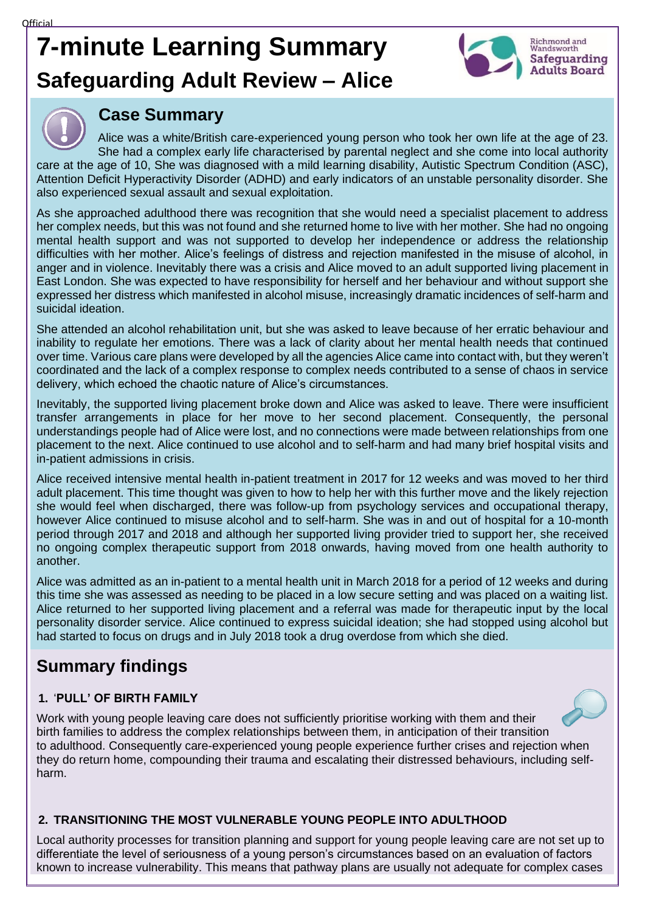Official

# 7-minute Learning Summary

## Safeguarding Adult Review – Alice

Richmond and Wandsworth Safeguarding Adults Board

### Case Summary

Alice was a white/British care-experienced young person who took her own life at the age of 23. She had a complex early life characterised by parental neglect and she come into local authority care at the age of 10, She was diagnosed with a mild learning disability, Autistic Spectrum Condition (ASC), Attention Deficit Hyperactivity Disorder (ADHD) and early indicators of an unstable personality disorder. She also experienced sexual assault and sexual exploitation.

As she approached adulthood there was recognition that she would need a specialist placement to address her complex needs, but this was not found and she returned home to live with her mother. She had no ongoing mental health support and was not supported to develop her independence or address the relationship difficulties with her mother. Alice's feelings of distress and rejection manifested in the misuse of alcohol, in anger and in violence. Inevitably there was a crisis and Alice moved to an adult supported living placement in East London. She was expected to have responsibility for herself and her behaviour and without support she expressed her distress which manifested in alcohol misuse, increasingly dramatic incidences of self-harm and suicidal ideation.

She attended an alcohol rehabilitation unit, but she was asked to leave because of her erratic behaviour and inability to regulate her emotions. There was a lack of clarity about her mental health needs that continued over time. Various care plans were developed by all the agencies Alice came into contact with, but they weren't coordinated and the lack of a complex response to complex needs contributed to a sense of chaos in service delivery, which echoed the chaotic nature of Alice's circumstances.

Inevitably, the supported living placement broke down and Alice was asked to leave. There were insufficient transfer arrangements in place for her move to her second placement. Consequently, the personal understandings people had of Alice were lost, and no connections were made between relationships from one placement to the next. Alice continued to use alcohol and to self-harm and had many brief hospital visits and in-patient admissions in crisis.

Alice received intensive mental health in-patient treatment in 2017 for 12 weeks and was moved to her third adult placement. This time thought was given to how to help her with this further move and the likely rejection she would feel when discharged, there was follow-up from psychology services and occupational therapy, however Alice continued to misuse alcohol and to self-harm. She was in and out of hospital for a 10-month period through 2017 and 2018 and although her supported living provider tried to support her, she received no ongoing complex therapeutic support from 2018 onwards, having moved from one health authority to another.

Alice was admitted as an in-patient to a mental health unit in March 2018 for a period of 12 weeks and during this time she was assessed as needing to be placed in a low secure setting and was placed on a waiting list. Alice returned to her supported living placement and a referral was made for therapeutic input by the local personality disorder service. Alice continued to express suicidal ideation; she had stopped using alcohol but had started to focus on drugs and in July 2018 took a drug overdose from which she died.

## Summary findings

### 1. 'PULL' OF BIRTH FAMILY

Work with young people leaving care does not sufficiently prioritise working with them and their birth families to address the complex relationships between them, in anticipation of their transition to adulthood. Consequently care-experienced young people experience further crises and rejection when they do return home, compounding their trauma and escalating their distressed behaviours, including self-harm.

### 2. TRANSITIONING THE MOST VULNERABLE YOUNG PEOPLE INTO ADULTHOOD

Local authority processes for transition planning and support for young people leaving care are not set up to differentiate the level of seriousness of a young person's circumstances based on an evaluation of factors known to increase vulnerability. This means that pathway plans are usually not adequate for complex cases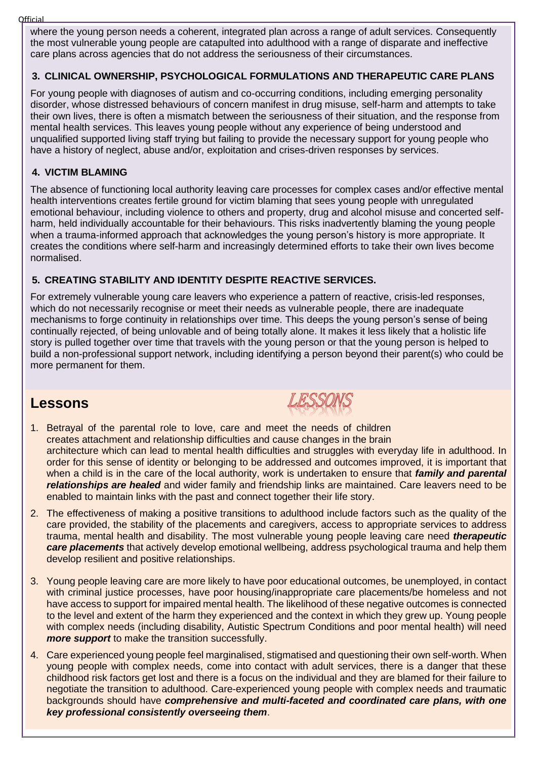where the young person needs a coherent, integrated plan across a range of adult services. Consequently the most vulnerable young people are catapulted into adulthood with a range of disparate and ineffective care plans across agencies that do not address the seriousness of their circumstances.

### 3. CLINICAL OWNERSHIP, PSYCHOLOGICAL FORMULATIONS AND THERAPEUTIC CARE PLANS

For young people with diagnoses of autism and co-occurring conditions, including emerging personality disorder, whose distressed behaviours of concern manifest in drug misuse, self-harm and attempts to take their own lives, there is often a mismatch between the seriousness of their situation, and the response from mental health services. This leaves young people without any experience of being understood and unqualified supported living staff trying but failing to provide the necessary support for young people who have a history of neglect, abuse and/or, exploitation and crises-driven responses by services.

### 4. VICTIM BLAMING

The absence of functioning local authority leaving care processes for complex cases and/or effective mental health interventions creates fertile ground for victim blaming that sees young people with unregulated emotional behaviour, including violence to others and property, drug and alcohol misuse and concerted self-harm, held individually accountable for their behaviours. This risks inadvertently blaming the young people when a trauma-informed approach that acknowledges the young person's history is more appropriate. It creates the conditions where self-harm and increasingly determined efforts to take their own lives become normalised.

### 5. CREATING STABILITY AND IDENTITY DESPITE REACTIVE SERVICES.

For extremely vulnerable young care leavers who experience a pattern of reactive, crisis-led responses, which do not necessarily recognise or meet their needs as vulnerable people, there are inadequate mechanisms to forge continuity in relationships over time. This deeps the young person's sense of being continually rejected, of being unlovable and of being totally alone. It makes it less likely that a holistic life story is pulled together over time that travels with the young person or that the young person is helped to build a non-professional support network, including identifying a person beyond their parent(s) who could be more permanent for them.

## Lessons

LESSONS

1. Betrayal of the parental role to love, care and meet the needs of children creates attachment and relationship difficulties and cause changes in the brain architecture which can lead to mental health difficulties and struggles with everyday life in adulthood. In order for this sense of identity or belonging to be addressed and outcomes improved, it is important that when a child is in the care of the local authority, work is undertaken to ensure that ***family and parental relationships are healed*** and wider family and friendship links are maintained. Care leavers need to be enabled to maintain links with the past and connect together their life story.
2. The effectiveness of making a positive transitions to adulthood include factors such as the quality of the care provided, the stability of the placements and caregivers, access to appropriate services to address trauma, mental health and disability. The most vulnerable young people leaving care need ***therapeutic care placements*** that actively develop emotional wellbeing, address psychological trauma and help them develop resilient and positive relationships.
3. Young people leaving care are more likely to have poor educational outcomes, be unemployed, in contact with criminal justice processes, have poor housing/inappropriate care placements/be homeless and not have access to support for impaired mental health. The likelihood of these negative outcomes is connected to the level and extent of the harm they experienced and the context in which they grew up. Young people with complex needs (including disability, Autistic Spectrum Conditions and poor mental health) will need ***more support*** to make the transition successfully.
4. Care experienced young people feel marginalised, stigmatised and questioning their own self-worth. When young people with complex needs, come into contact with adult services, there is a danger that these childhood risk factors get lost and there is a focus on the individual and they are blamed for their failure to negotiate the transition to adulthood. Care-experienced young people with complex needs and traumatic backgrounds should have ***comprehensive and multi-faceted and coordinated care plans, with one key professional consistently overseeing them***.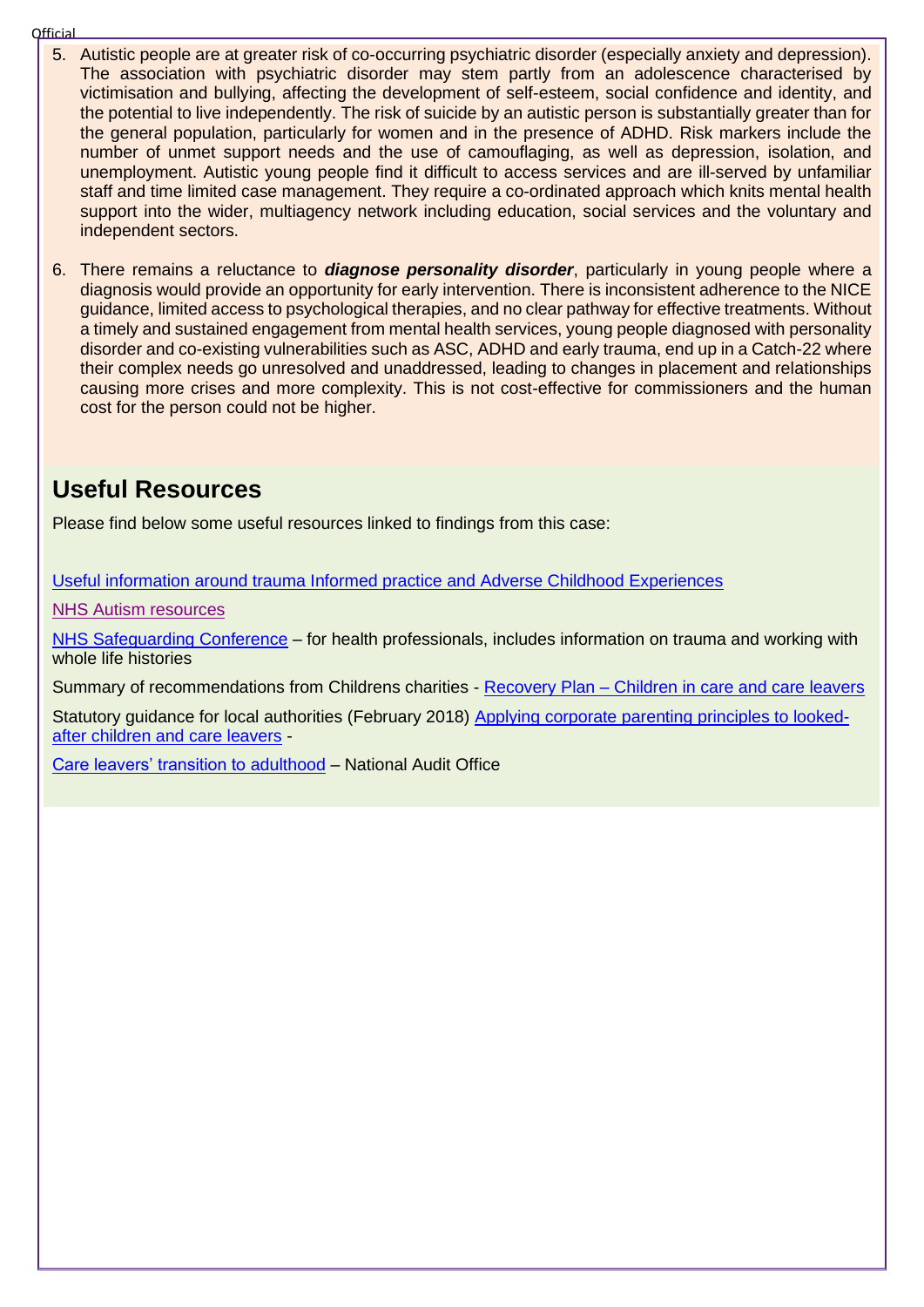5. Autistic people are at greater risk of co-occurring psychiatric disorder (especially anxiety and depression). The association with psychiatric disorder may stem partly from an adolescence characterised by victimisation and bullying, affecting the development of self-esteem, social confidence and identity, and the potential to live independently. The risk of suicide by an autistic person is substantially greater than for the general population, particularly for women and in the presence of ADHD. Risk markers include the number of unmet support needs and the use of camouflaging, as well as depression, isolation, and unemployment. Autistic young people find it difficult to access services and are ill-served by unfamiliar staff and time limited case management. They require a co-ordinated approach which knits mental health support into the wider, multiagency network including education, social services and the voluntary and independent sectors.

6. There remains a reluctance to ***diagnose personality disorder***, particularly in young people where a diagnosis would provide an opportunity for early intervention. There is inconsistent adherence to the NICE guidance, limited access to psychological therapies, and no clear pathway for effective treatments. Without a timely and sustained engagement from mental health services, young people diagnosed with personality disorder and co-existing vulnerabilities such as ASC, ADHD and early trauma, end up in a Catch-22 where their complex needs go unresolved and unaddressed, leading to changes in placement and relationships causing more crises and more complexity. This is not cost-effective for commissioners and the human cost for the person could not be higher.

## Useful Resources

Please find below some useful resources linked to findings from this case:

Useful information around trauma Informed practice and Adverse Childhood Experiences

NHS Autism resources

NHS Safeguarding Conference – for health professionals, includes information on trauma and working with whole life histories

Summary of recommendations from Childrens charities - Recovery Plan – Children in care and care leavers

Statutory guidance for local authorities (February 2018) Applying corporate parenting principles to looked-after children and care leavers -

Care leavers' transition to adulthood – National Audit Office